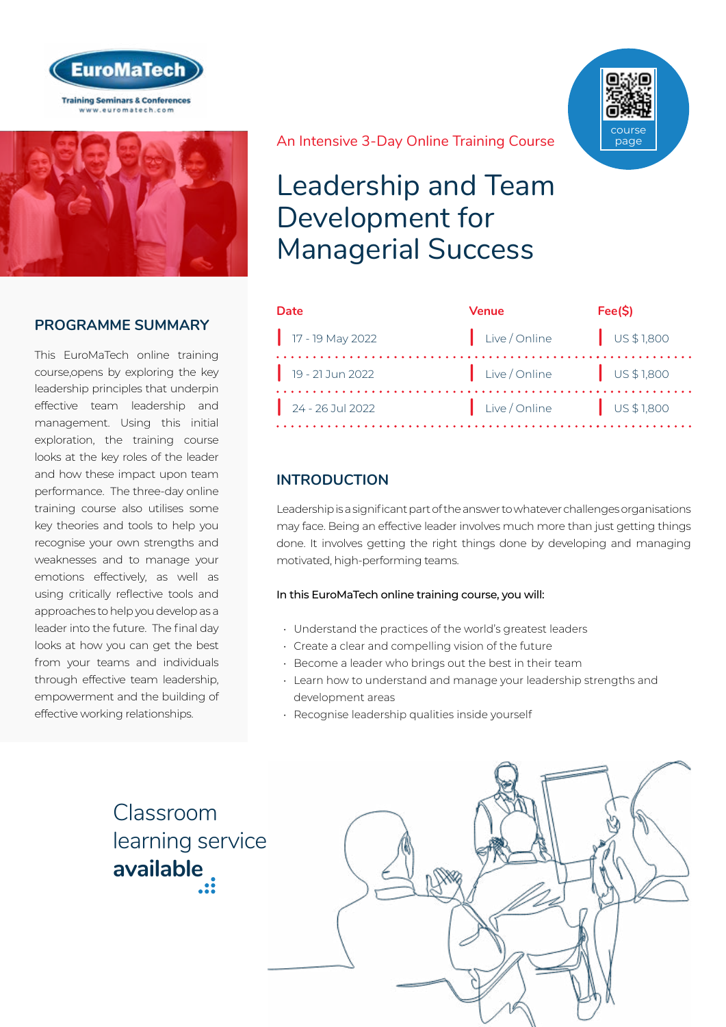EuroMaTech

Training Seminars & Conferences
www.euromatech.com

course page

An Intensive 3-Day Online Training Course

# Leadership and Team Development for Managerial Success

| Date | Venue | Fee($) |
| --- | --- | --- |
| 17 - 19 May 2022 | Live / Online | US $ 1,800 |
| 19 - 21 Jun 2022 | Live / Online | US $ 1,800 |
| 24 - 26 Jul 2022 | Live / Online | US $ 1,800 |

## PROGRAMME SUMMARY

This EuroMaTech online training course,opens by exploring the key leadership principles that underpin effective team leadership and management. Using this initial exploration, the training course looks at the key roles of the leader and how these impact upon team performance. The three-day online training course also utilises some key theories and tools to help you recognise your own strengths and weaknesses and to manage your emotions effectively, as well as using critically reflective tools and approaches to help you develop as a leader into the future. The final day looks at how you can get the best from your teams and individuals through effective team leadership, empowerment and the building of effective working relationships.

## INTRODUCTION

Leadership is a significant part of the answer to whatever challenges organisations may face. Being an effective leader involves much more than just getting things done. It involves getting the right things done by developing and managing motivated, high-performing teams.

In this EuroMaTech online training course, you will:

- Understand the practices of the world's greatest leaders
- Create a clear and compelling vision of the future
- Become a leader who brings out the best in their team
- Learn how to understand and manage your leadership strengths and development areas
- Recognise leadership qualities inside yourself

Classroom learning service **available**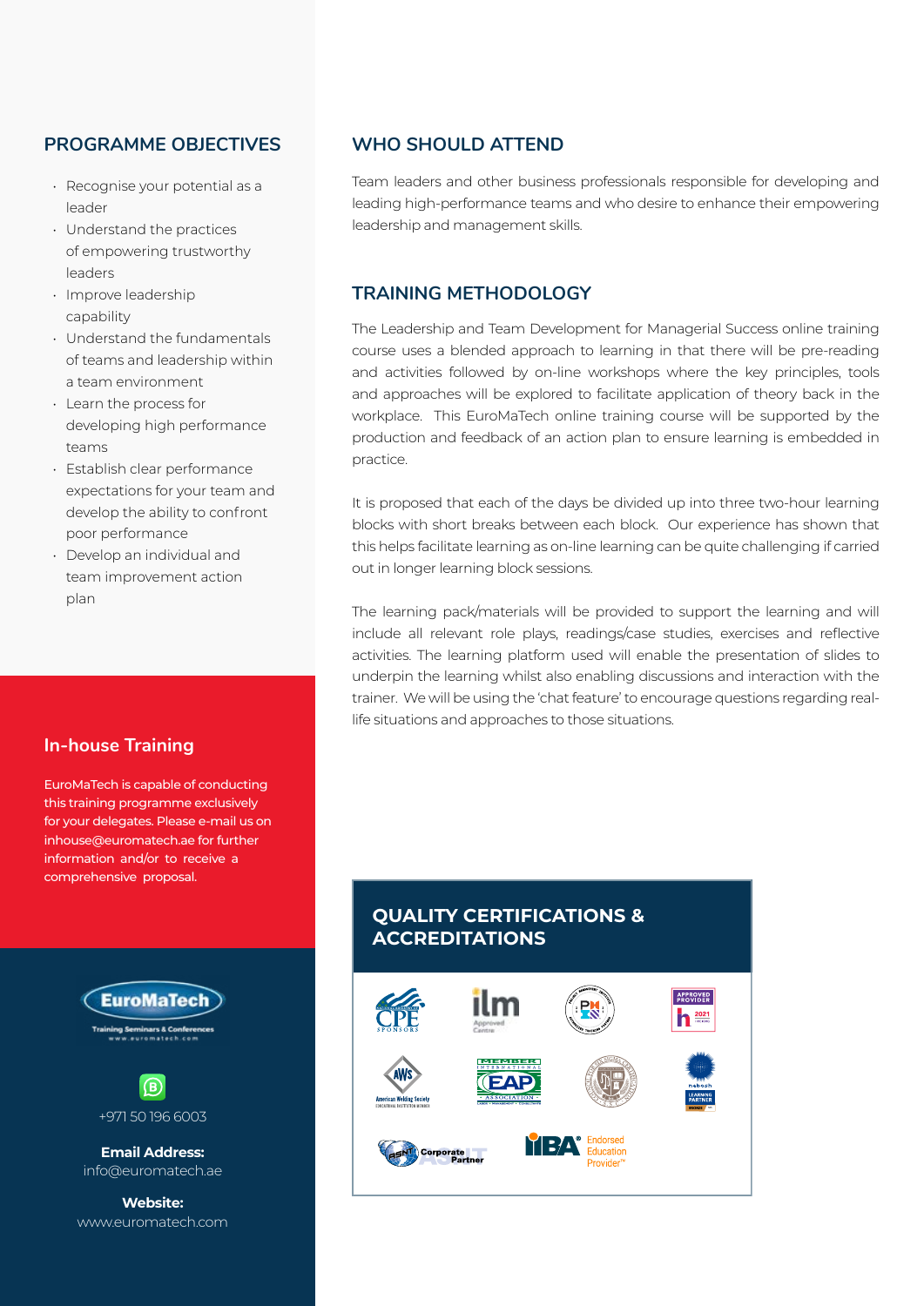## PROGRAMME OBJECTIVES

- Recognise your potential as a leader
- Understand the practices of empowering trustworthy leaders
- Improve leadership capability
- Understand the fundamentals of teams and leadership within a team environment
- Learn the process for developing high performance teams
- Establish clear performance expectations for your team and develop the ability to confront poor performance
- Develop an individual and team improvement action plan

## WHO SHOULD ATTEND

Team leaders and other business professionals responsible for developing and leading high-performance teams and who desire to enhance their empowering leadership and management skills.

## TRAINING METHODOLOGY

The Leadership and Team Development for Managerial Success online training course uses a blended approach to learning in that there will be pre-reading and activities followed by on-line workshops where the key principles, tools and approaches will be explored to facilitate application of theory back in the workplace. This EuroMaTech online training course will be supported by the production and feedback of an action plan to ensure learning is embedded in practice.

It is proposed that each of the days be divided up into three two-hour learning blocks with short breaks between each block. Our experience has shown that this helps facilitate learning as on-line learning can be quite challenging if carried out in longer learning block sessions.

The learning pack/materials will be provided to support the learning and will include all relevant role plays, readings/case studies, exercises and reflective activities. The learning platform used will enable the presentation of slides to underpin the learning whilst also enabling discussions and interaction with the trainer. We will be using the 'chat feature' to encourage questions regarding real-life situations and approaches to those situations.

## In-house Training

EuroMaTech is capable of conducting this training programme exclusively for your delegates. Please e-mail us on inhouse@euromatech.ae for further information and/or to receive a comprehensive proposal.

## QUALITY CERTIFICATIONS & ACCREDITATIONS

EuroMaTech
Training Seminars & Conferences
www.euromatech.com

+971 50 196 6003

**Email Address:**
info@euromatech.ae

**Website:**
www.euromatech.com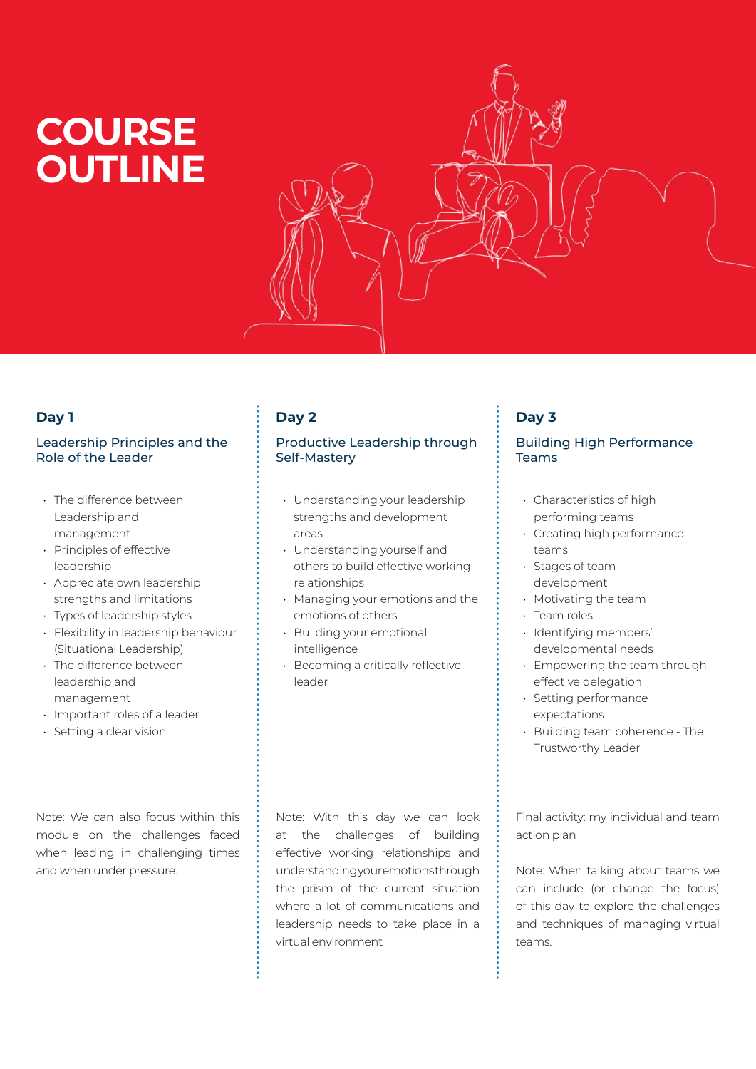# COURSE OUTLINE

## Day 1

### Leadership Principles and the Role of the Leader

- The difference between Leadership and management
- Principles of effective leadership
- Appreciate own leadership strengths and limitations
- Types of leadership styles
- Flexibility in leadership behaviour (Situational Leadership)
- The difference between leadership and management
- Important roles of a leader
- Setting a clear vision

Note: We can also focus within this module on the challenges faced when leading in challenging times and when under pressure.

## Day 2

### Productive Leadership through Self-Mastery

- Understanding your leadership strengths and development areas
- Understanding yourself and others to build effective working relationships
- Managing your emotions and the emotions of others
- Building your emotional intelligence
- Becoming a critically reflective leader

Note: With this day we can look at the challenges of building effective working relationships and understandingyouremotionsthrough the prism of the current situation where a lot of communications and leadership needs to take place in a virtual environment

## Day 3

### Building High Performance Teams

- Characteristics of high performing teams
- Creating high performance teams
- Stages of team development
- Motivating the team
- Team roles
- Identifying members' developmental needs
- Empowering the team through effective delegation
- Setting performance expectations
- Building team coherence - The Trustworthy Leader

Final activity: my individual and team action plan

Note: When talking about teams we can include (or change the focus) of this day to explore the challenges and techniques of managing virtual teams.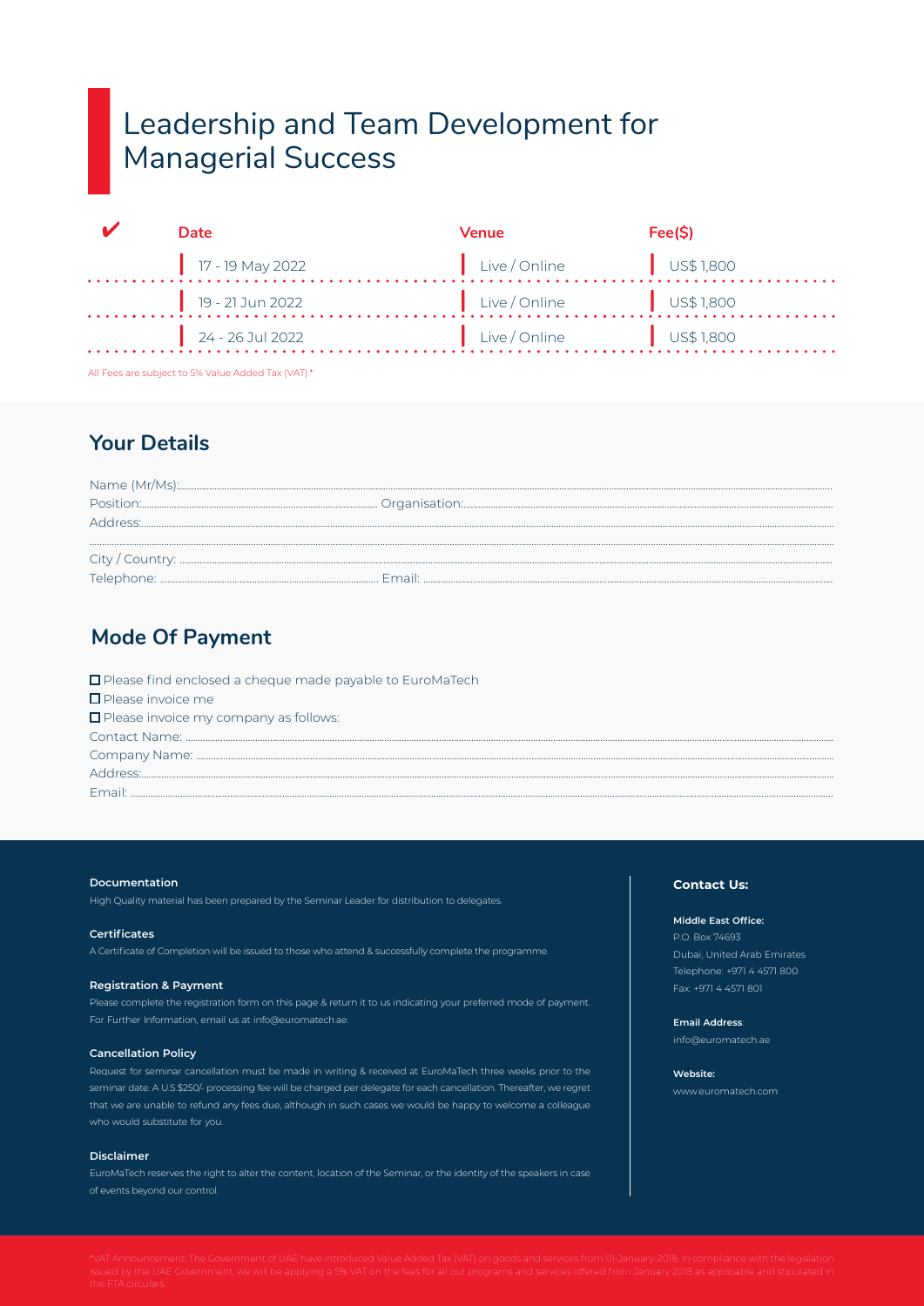# Leadership and Team Development for Managerial Success

| ✔ Date | Venue | Fee($) |
|---|---|---|
| 17 - 19 May 2022 | Live / Online | US$ 1,800 |
| 19 - 21 Jun 2022 | Live / Online | US$ 1,800 |
| 24 - 26 Jul 2022 | Live / Online | US$ 1,800 |

All Fees are subject to 5% Value Added Tax (VAT).*

## Your Details

Name (Mr/Ms):

Position: Organisation:

Address:

City / Country:

Telephone: Email:

## Mode Of Payment

☐ Please find enclosed a cheque made payable to EuroMaTech

☐ Please invoice me

☐ Please invoice my company as follows:

Contact Name:

Company Name:

Address:

Email:

**Documentation**

High Quality material has been prepared by the Seminar Leader for distribution to delegates.

**Certificates**

A Certificate of Completion will be issued to those who attend & successfully complete the programme.

**Registration & Payment**

Please complete the registration form on this page & return it to us indicating your preferred mode of payment. For Further Information, email us at info@euromatech.ae.

**Cancellation Policy**

Request for seminar cancellation must be made in writing & received at EuroMaTech three weeks prior to the seminar date. A U.S.$250/- processing fee will be charged per delegate for each cancellation. Thereafter, we regret that we are unable to refund any fees due, although in such cases we would be happy to welcome a colleague who would substitute for you.

**Disclaimer**

EuroMaTech reserves the right to alter the content, location of the Seminar, or the identity of the speakers in case of events beyond our control.

**Contact Us:**

**Middle East Office:**
P.O. Box 74693
Dubai, United Arab Emirates
Telephone: +971 4 4571 800
Fax: +971 4 4571 801

**Email Address**
info@euromatech.ae

**Website:**
www.euromatech.com

*VAT Announcement: The Government of UAE have introduced Value Added Tax (VAT) on goods and services from 01-January-2018. In compliance with the legislation issued by the UAE Government, we will be applying a 5% VAT on the fees for all our programs and services offered from January 2018 as applicable and stipulated in the FTA circulars.